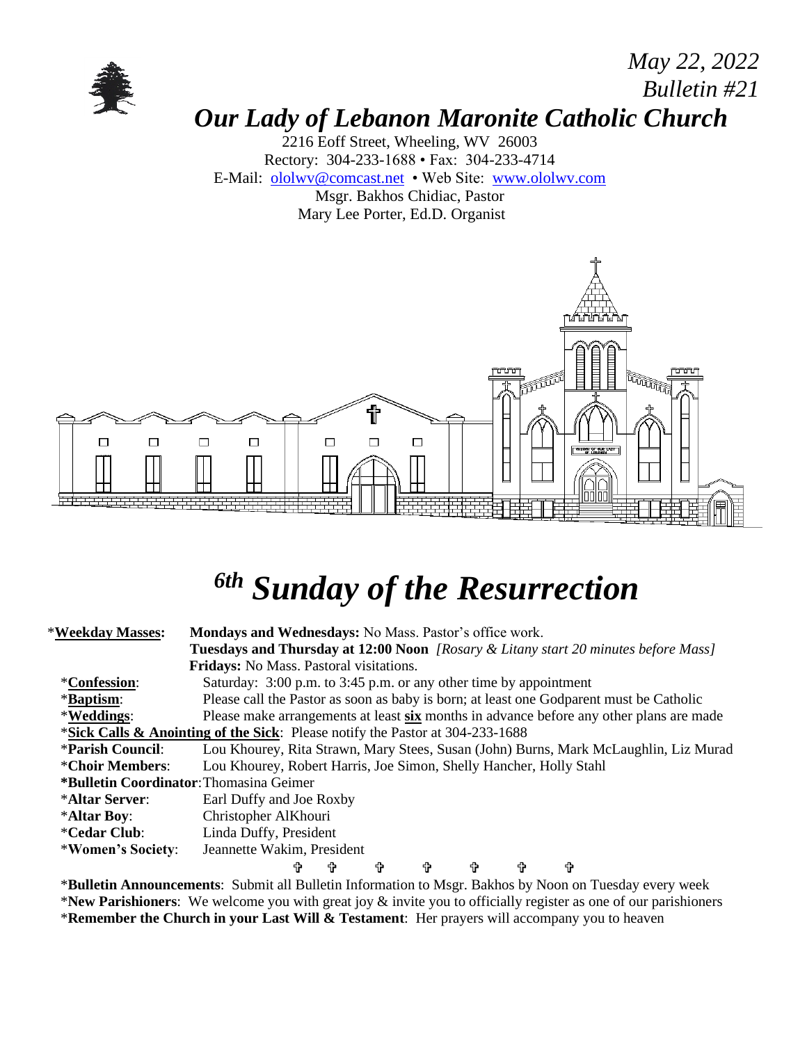*May 22, 2022*
*Bulletin #21*

# *Our Lady of Lebanon Maronite Catholic Church*

2216 Eoff Street, Wheeling, WV 26003
Rectory: 304-233-1688 • Fax: 304-233-4714
E-Mail: ololwv@comcast.net • Web Site: www.ololwv.com
Msgr. Bakhos Chidiac, Pastor
Mary Lee Porter, Ed.D. Organist

# *6th Sunday of the Resurrection*

*__Weekday Masses:__ **Mondays and Wednesdays:** No Mass. Pastor's office work.
**Tuesdays and Thursday at 12:00 Noon** *[Rosary & Litany start 20 minutes before Mass]*
**Fridays:** No Mass. Pastoral visitations.

*__Confession__: Saturday: 3:00 p.m. to 3:45 p.m. or any other time by appointment

*__Baptism__: Please call the Pastor as soon as baby is born; at least one Godparent must be Catholic

*__Weddings__: Please make arrangements at least __**six**__ months in advance before any other plans are made

*__Sick Calls & Anointing of the Sick__: Please notify the Pastor at 304-233-1688

***Parish Council**: Lou Khourey, Rita Strawn, Mary Stees, Susan (John) Burns, Mark McLaughlin, Liz Murad

***Choir Members**: Lou Khourey, Robert Harris, Joe Simon, Shelly Hancher, Holly Stahl

***Bulletin Coordinator**: Thomasina Geimer

***Altar Server**: Earl Duffy and Joe Roxby

***Altar Boy**: Christopher AlKhouri

***Cedar Club**: Linda Duffy, President

***Women's Society**: Jeannette Wakim, President

✞ ✞ ✞ ✞ ✞ ✞ ✞

***Bulletin Announcements**: Submit all Bulletin Information to Msgr. Bakhos by Noon on Tuesday every week

***New Parishioners**: We welcome you with great joy & invite you to officially register as one of our parishioners

***Remember the Church in your Last Will & Testament**: Her prayers will accompany you to heaven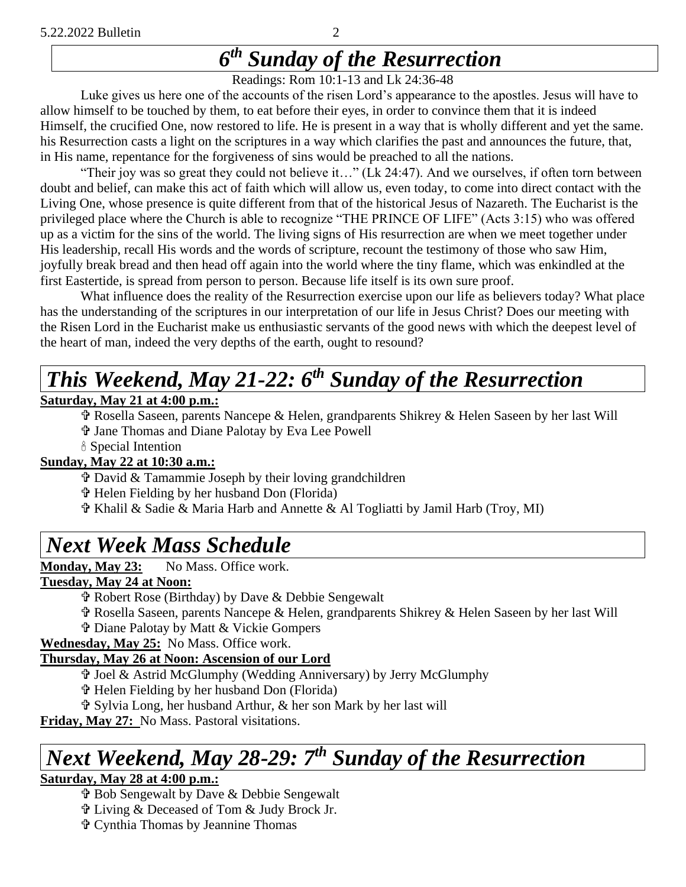# *6th Sunday of the Resurrection*

Readings: Rom 10:1-13 and Lk 24:36-48

Luke gives us here one of the accounts of the risen Lord's appearance to the apostles. Jesus will have to allow himself to be touched by them, to eat before their eyes, in order to convince them that it is indeed Himself, the crucified One, now restored to life. He is present in a way that is wholly different and yet the same. his Resurrection casts a light on the scriptures in a way which clarifies the past and announces the future, that, in His name, repentance for the forgiveness of sins would be preached to all the nations.

"Their joy was so great they could not believe it…" (Lk 24:47). And we ourselves, if often torn between doubt and belief, can make this act of faith which will allow us, even today, to come into direct contact with the Living One, whose presence is quite different from that of the historical Jesus of Nazareth. The Eucharist is the privileged place where the Church is able to recognize "THE PRINCE OF LIFE" (Acts 3:15) who was offered up as a victim for the sins of the world. The living signs of His resurrection are when we meet together under His leadership, recall His words and the words of scripture, recount the testimony of those who saw Him, joyfully break bread and then head off again into the world where the tiny flame, which was enkindled at the first Eastertide, is spread from person to person. Because life itself is its own sure proof.

What influence does the reality of the Resurrection exercise upon our life as believers today? What place has the understanding of the scriptures in our interpretation of our life in Jesus Christ? Does our meeting with the Risen Lord in the Eucharist make us enthusiastic servants of the good news with which the deepest level of the heart of man, indeed the very depths of the earth, ought to resound?

# *This Weekend, May 21-22: 6th Sunday of the Resurrection*

**Saturday, May 21 at 4:00 p.m.:**

- ✞ Rosella Saseen, parents Nancepe & Helen, grandparents Shikrey & Helen Saseen by her last Will
- ✞ Jane Thomas and Diane Palotay by Eva Lee Powell
- 🕯 Special Intention

**Sunday, May 22 at 10:30 a.m.:**

- ✞ David & Tamammie Joseph by their loving grandchildren
- ✞ Helen Fielding by her husband Don (Florida)
- ✞ Khalil & Sadie & Maria Harb and Annette & Al Togliatti by Jamil Harb (Troy, MI)

# *Next Week Mass Schedule*

**Monday, May 23:** No Mass. Office work.

**Tuesday, May 24 at Noon:**

- ✞ Robert Rose (Birthday) by Dave & Debbie Sengewalt
- ✞ Rosella Saseen, parents Nancepe & Helen, grandparents Shikrey & Helen Saseen by her last Will
- ✞ Diane Palotay by Matt & Vickie Gompers

**Wednesday, May 25:** No Mass. Office work.

**Thursday, May 26 at Noon: Ascension of our Lord**

- ✞ Joel & Astrid McGlumphy (Wedding Anniversary) by Jerry McGlumphy
- ✞ Helen Fielding by her husband Don (Florida)
- ✞ Sylvia Long, her husband Arthur, & her son Mark by her last will

**Friday, May 27:** No Mass. Pastoral visitations.

# *Next Weekend, May 28-29: 7th Sunday of the Resurrection*

**Saturday, May 28 at 4:00 p.m.:**

- ✞ Bob Sengewalt by Dave & Debbie Sengewalt
- ✞ Living & Deceased of Tom & Judy Brock Jr.
- ✞ Cynthia Thomas by Jeannine Thomas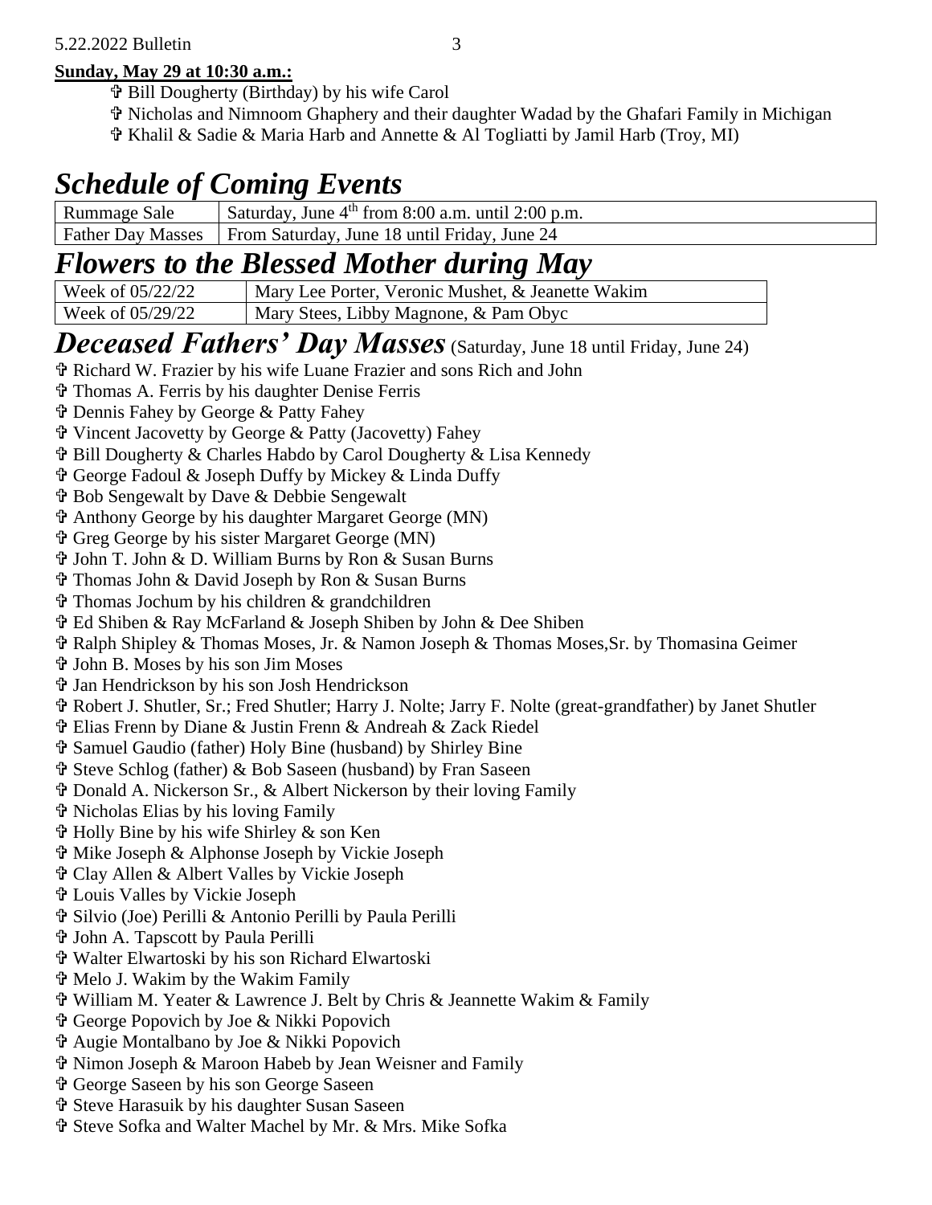**Sunday, May 29 at 10:30 a.m.:**

- ✞ Bill Dougherty (Birthday) by his wife Carol
- ✞ Nicholas and Nimnoom Ghaphery and their daughter Wadad by the Ghafari Family in Michigan
- ✞ Khalil & Sadie & Maria Harb and Annette & Al Togliatti by Jamil Harb (Troy, MI)

# *Schedule of Coming Events*

| Rummage Sale | Saturday, June 4th from 8:00 a.m. until 2:00 p.m. |
|---|---|
| Father Day Masses | From Saturday, June 18 until Friday, June 24 |

# *Flowers to the Blessed Mother during May*

| Week of 05/22/22 | Mary Lee Porter, Veronic Mushet, & Jeanette Wakim |
|---|---|
| Week of 05/29/22 | Mary Stees, Libby Magnone, & Pam Obyc |

# *Deceased Fathers' Day Masses* (Saturday, June 18 until Friday, June 24)

- ✞ Richard W. Frazier by his wife Luane Frazier and sons Rich and John
- ✞ Thomas A. Ferris by his daughter Denise Ferris
- ✞ Dennis Fahey by George & Patty Fahey
- ✞ Vincent Jacovetty by George & Patty (Jacovetty) Fahey
- ✞ Bill Dougherty & Charles Habdo by Carol Dougherty & Lisa Kennedy
- ✞ George Fadoul & Joseph Duffy by Mickey & Linda Duffy
- ✞ Bob Sengewalt by Dave & Debbie Sengewalt
- ✞ Anthony George by his daughter Margaret George (MN)
- ✞ Greg George by his sister Margaret George (MN)
- ✞ John T. John & D. William Burns by Ron & Susan Burns
- ✞ Thomas John & David Joseph by Ron & Susan Burns
- ✞ Thomas Jochum by his children & grandchildren
- ✞ Ed Shiben & Ray McFarland & Joseph Shiben by John & Dee Shiben
- ✞ Ralph Shipley & Thomas Moses, Jr. & Namon Joseph & Thomas Moses,Sr. by Thomasina Geimer
- ✞ John B. Moses by his son Jim Moses
- ✞ Jan Hendrickson by his son Josh Hendrickson
- ✞ Robert J. Shutler, Sr.; Fred Shutler; Harry J. Nolte; Jarry F. Nolte (great-grandfather) by Janet Shutler
- ✞ Elias Frenn by Diane & Justin Frenn & Andreah & Zack Riedel
- ✞ Samuel Gaudio (father) Holy Bine (husband) by Shirley Bine
- ✞ Steve Schlog (father) & Bob Saseen (husband) by Fran Saseen
- ✞ Donald A. Nickerson Sr., & Albert Nickerson by their loving Family
- ✞ Nicholas Elias by his loving Family
- ✞ Holly Bine by his wife Shirley & son Ken
- ✞ Mike Joseph & Alphonse Joseph by Vickie Joseph
- ✞ Clay Allen & Albert Valles by Vickie Joseph
- ✞ Louis Valles by Vickie Joseph
- ✞ Silvio (Joe) Perilli & Antonio Perilli by Paula Perilli
- ✞ John A. Tapscott by Paula Perilli
- ✞ Walter Elwartoski by his son Richard Elwartoski
- ✞ Melo J. Wakim by the Wakim Family
- ✞ William M. Yeater & Lawrence J. Belt by Chris & Jeannette Wakim & Family
- ✞ George Popovich by Joe & Nikki Popovich
- ✞ Augie Montalbano by Joe & Nikki Popovich
- ✞ Nimon Joseph & Maroon Habeb by Jean Weisner and Family
- ✞ George Saseen by his son George Saseen
- ✞ Steve Harasuik by his daughter Susan Saseen
- ✞ Steve Sofka and Walter Machel by Mr. & Mrs. Mike Sofka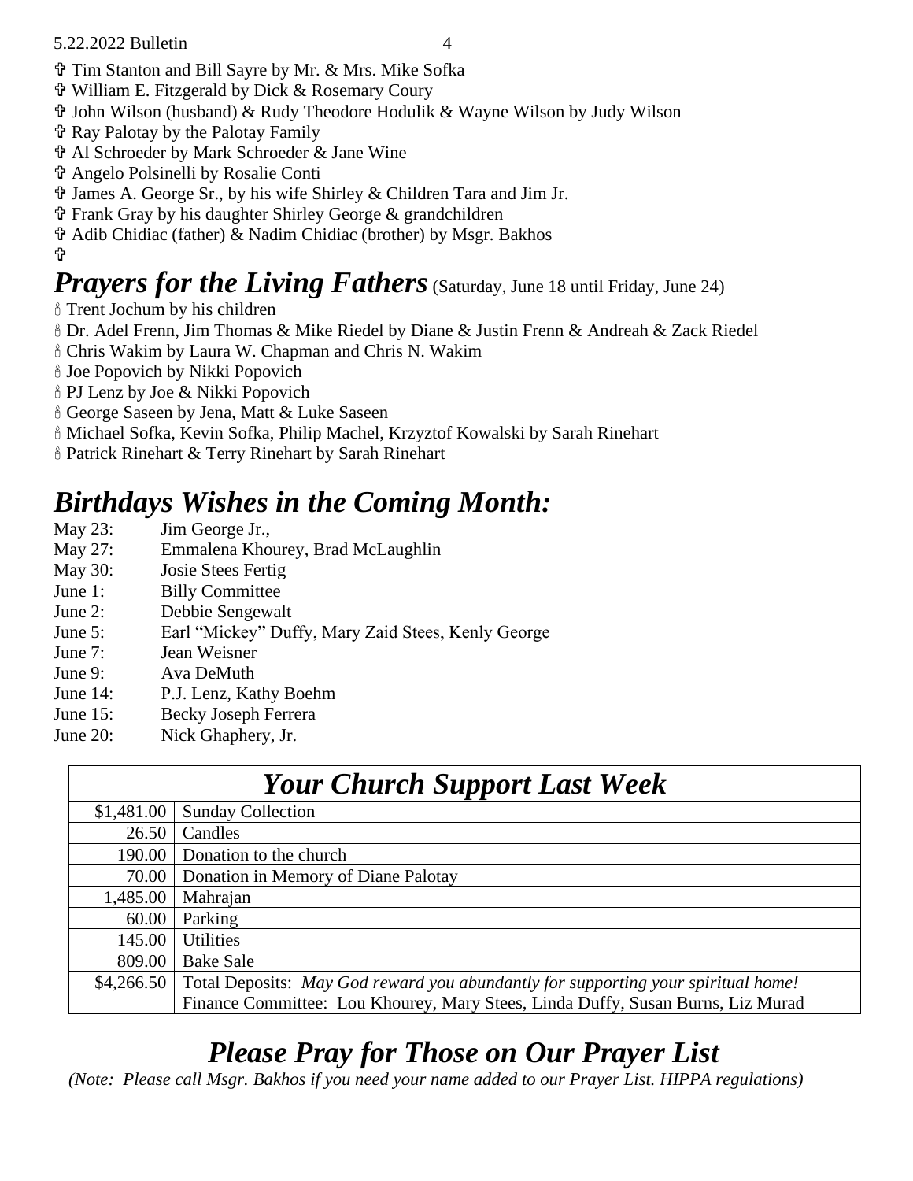✞ Tim Stanton and Bill Sayre by Mr. & Mrs. Mike Sofka
✞ William E. Fitzgerald by Dick & Rosemary Coury
✞ John Wilson (husband) & Rudy Theodore Hodulik & Wayne Wilson by Judy Wilson
✞ Ray Palotay by the Palotay Family
✞ Al Schroeder by Mark Schroeder & Jane Wine
✞ Angelo Polsinelli by Rosalie Conti
✞ James A. George Sr., by his wife Shirley & Children Tara and Jim Jr.
✞ Frank Gray by his daughter Shirley George & grandchildren
✞ Adib Chidiac (father) & Nadim Chidiac (brother) by Msgr. Bakhos
✞

## *Prayers for the Living Fathers* (Saturday, June 18 until Friday, June 24)

🕯 Trent Jochum by his children
🕯 Dr. Adel Frenn, Jim Thomas & Mike Riedel by Diane & Justin Frenn & Andreah & Zack Riedel
🕯 Chris Wakim by Laura W. Chapman and Chris N. Wakim
🕯 Joe Popovich by Nikki Popovich
🕯 PJ Lenz by Joe & Nikki Popovich
🕯 George Saseen by Jena, Matt & Luke Saseen
🕯 Michael Sofka, Kevin Sofka, Philip Machel, Krzyztof Kowalski by Sarah Rinehart
🕯 Patrick Rinehart & Terry Rinehart by Sarah Rinehart

## *Birthdays Wishes in the Coming Month:*

May 23: Jim George Jr.,
May 27: Emmalena Khourey, Brad McLaughlin
May 30: Josie Stees Fertig
June 1: Billy Committee
June 2: Debbie Sengewalt
June 5: Earl "Mickey" Duffy, Mary Zaid Stees, Kenly George
June 7: Jean Weisner
June 9: Ava DeMuth
June 14: P.J. Lenz, Kathy Boehm
June 15: Becky Joseph Ferrera
June 20: Nick Ghaphery, Jr.

## *Your Church Support Last Week*

| | |
|---|---|
| $1,481.00 | Sunday Collection |
| 26.50 | Candles |
| 190.00 | Donation to the church |
| 70.00 | Donation in Memory of Diane Palotay |
| 1,485.00 | Mahrajan |
| 60.00 | Parking |
| 145.00 | Utilities |
| 809.00 | Bake Sale |
| $4,266.50 | Total Deposits: *May God reward you abundantly for supporting your spiritual home!* Finance Committee: Lou Khourey, Mary Stees, Linda Duffy, Susan Burns, Liz Murad |

## *Please Pray for Those on Our Prayer List*

*(Note: Please call Msgr. Bakhos if you need your name added to our Prayer List. HIPPA regulations)*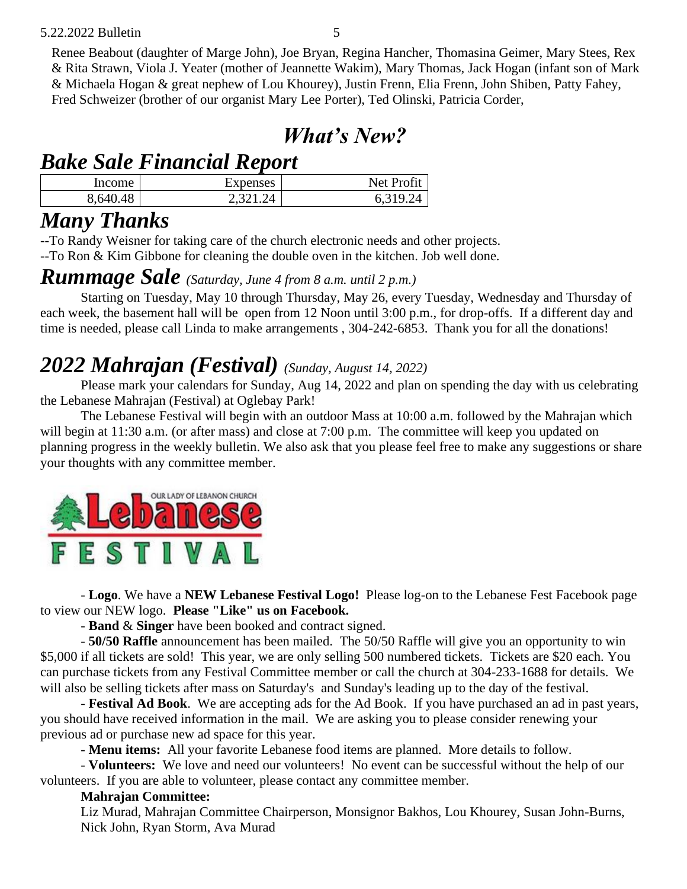Renee Beabout (daughter of Marge John), Joe Bryan, Regina Hancher, Thomasina Geimer, Mary Stees, Rex & Rita Strawn, Viola J. Yeater (mother of Jeannette Wakim), Mary Thomas, Jack Hogan (infant son of Mark & Michaela Hogan & great nephew of Lou Khourey), Justin Frenn, Elia Frenn, John Shiben, Patty Fahey, Fred Schweizer (brother of our organist Mary Lee Porter), Ted Olinski, Patricia Corder,

# *What's New?*

## *Bake Sale Financial Report*

| Income | Expenses | Net Profit |
|---|---|---|
| 8,640.48 | 2,321.24 | 6,319.24 |

## *Many Thanks*

--To Randy Weisner for taking care of the church electronic needs and other projects.
--To Ron & Kim Gibbone for cleaning the double oven in the kitchen. Job well done.

## *Rummage Sale* *(Saturday, June 4 from 8 a.m. until 2 p.m.)*

Starting on Tuesday, May 10 through Thursday, May 26, every Tuesday, Wednesday and Thursday of each week, the basement hall will be open from 12 Noon until 3:00 p.m., for drop-offs. If a different day and time is needed, please call Linda to make arrangements , 304-242-6853. Thank you for all the donations!

## *2022 Mahrajan (Festival)* *(Sunday, August 14, 2022)*

Please mark your calendars for Sunday, Aug 14, 2022 and plan on spending the day with us celebrating the Lebanese Mahrajan (Festival) at Oglebay Park!

The Lebanese Festival will begin with an outdoor Mass at 10:00 a.m. followed by the Mahrajan which will begin at 11:30 a.m. (or after mass) and close at 7:00 p.m. The committee will keep you updated on planning progress in the weekly bulletin. We also ask that you please feel free to make any suggestions or share your thoughts with any committee member.

OUR LADY OF LEBANON CHURCH
Lebanese
FESTIVAL

- **Logo**. We have a **NEW Lebanese Festival Logo!** Please log-on to the Lebanese Fest Facebook page to view our NEW logo. **Please "Like" us on Facebook.**

- **Band** & **Singer** have been booked and contract signed.

- **50/50 Raffle** announcement has been mailed. The 50/50 Raffle will give you an opportunity to win $5,000 if all tickets are sold! This year, we are only selling 500 numbered tickets. Tickets are $20 each. You can purchase tickets from any Festival Committee member or call the church at 304-233-1688 for details. We will also be selling tickets after mass on Saturday's and Sunday's leading up to the day of the festival.

- **Festival Ad Book**. We are accepting ads for the Ad Book. If you have purchased an ad in past years, you should have received information in the mail. We are asking you to please consider renewing your previous ad or purchase new ad space for this year.

- **Menu items:** All your favorite Lebanese food items are planned. More details to follow.

- **Volunteers:** We love and need our volunteers! No event can be successful without the help of our volunteers. If you are able to volunteer, please contact any committee member.

**Mahrajan Committee:**
Liz Murad, Mahrajan Committee Chairperson, Monsignor Bakhos, Lou Khourey, Susan John-Burns, Nick John, Ryan Storm, Ava Murad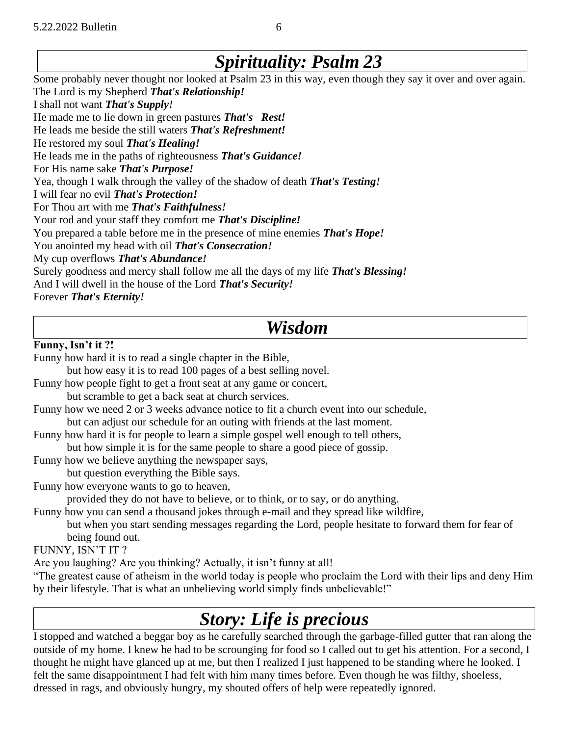## *Spirituality: Psalm 23*

Some probably never thought nor looked at Psalm 23 in this way, even though they say it over and over again.

The Lord is my Shepherd ***That's Relationship!***
I shall not want ***That's Supply!***
He made me to lie down in green pastures ***That's Rest!***
He leads me beside the still waters ***That's Refreshment!***
He restored my soul ***That's Healing!***
He leads me in the paths of righteousness ***That's Guidance!***
For His name sake ***That's Purpose!***
Yea, though I walk through the valley of the shadow of death ***That's Testing!***
I will fear no evil ***That's Protection!***
For Thou art with me ***That's Faithfulness!***
Your rod and your staff they comfort me ***That's Discipline!***
You prepared a table before me in the presence of mine enemies ***That's Hope!***
You anointed my head with oil ***That's Consecration!***
My cup overflows ***That's Abundance!***
Surely goodness and mercy shall follow me all the days of my life ***That's Blessing!***
And I will dwell in the house of the Lord ***That's Security!***
Forever ***That's Eternity!***

## *Wisdom*

**Funny, Isn't it ?!**

Funny how hard it is to read a single chapter in the Bible,
but how easy it is to read 100 pages of a best selling novel.
Funny how people fight to get a front seat at any game or concert,
but scramble to get a back seat at church services.
Funny how we need 2 or 3 weeks advance notice to fit a church event into our schedule,
but can adjust our schedule for an outing with friends at the last moment.
Funny how hard it is for people to learn a simple gospel well enough to tell others,
but how simple it is for the same people to share a good piece of gossip.
Funny how we believe anything the newspaper says,
but question everything the Bible says.
Funny how everyone wants to go to heaven,
provided they do not have to believe, or to think, or to say, or do anything.
Funny how you can send a thousand jokes through e-mail and they spread like wildfire,
but when you start sending messages regarding the Lord, people hesitate to forward them for fear of being found out.

FUNNY, ISN'T IT ?

Are you laughing? Are you thinking? Actually, it isn't funny at all!

"The greatest cause of atheism in the world today is people who proclaim the Lord with their lips and deny Him by their lifestyle. That is what an unbelieving world simply finds unbelievable!"

## *Story: Life is precious*

I stopped and watched a beggar boy as he carefully searched through the garbage-filled gutter that ran along the outside of my home. I knew he had to be scrounging for food so I called out to get his attention. For a second, I thought he might have glanced up at me, but then I realized I just happened to be standing where he looked. I felt the same disappointment I had felt with him many times before. Even though he was filthy, shoeless, dressed in rags, and obviously hungry, my shouted offers of help were repeatedly ignored.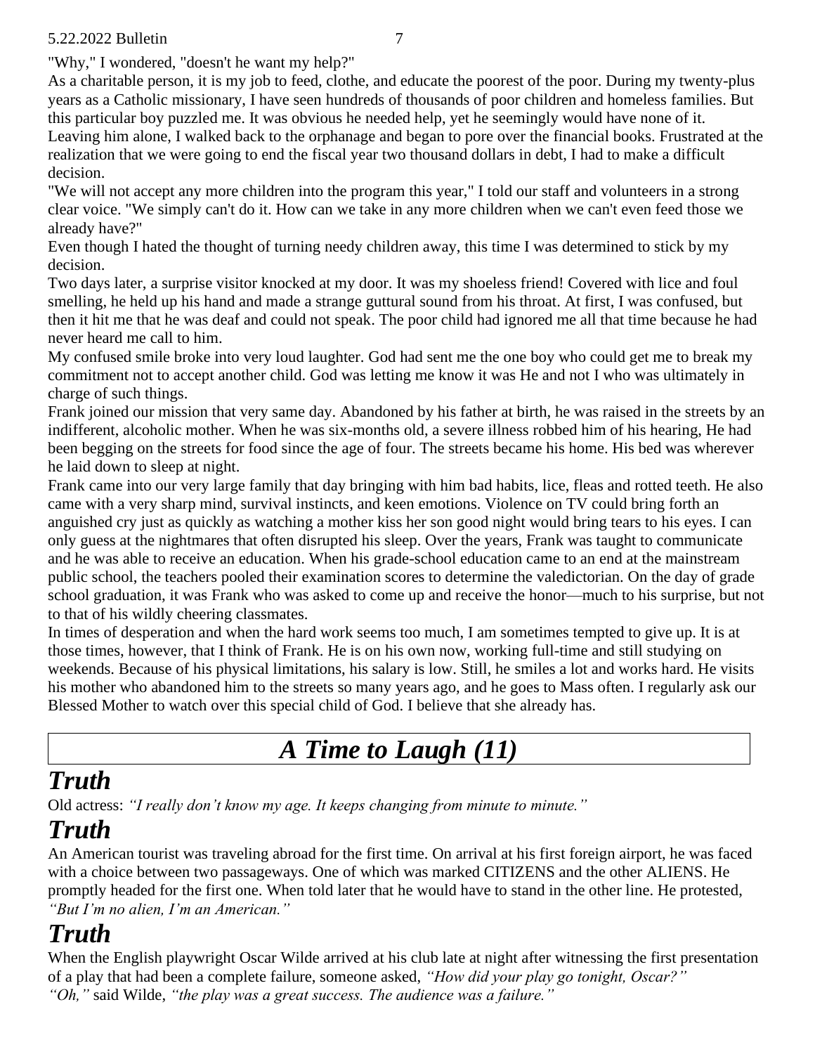"Why," I wondered, "doesn't he want my help?"

As a charitable person, it is my job to feed, clothe, and educate the poorest of the poor. During my twenty-plus years as a Catholic missionary, I have seen hundreds of thousands of poor children and homeless families. But this particular boy puzzled me. It was obvious he needed help, yet he seemingly would have none of it.

Leaving him alone, I walked back to the orphanage and began to pore over the financial books. Frustrated at the realization that we were going to end the fiscal year two thousand dollars in debt, I had to make a difficult decision.

"We will not accept any more children into the program this year," I told our staff and volunteers in a strong clear voice. "We simply can't do it. How can we take in any more children when we can't even feed those we already have?"

Even though I hated the thought of turning needy children away, this time I was determined to stick by my decision.

Two days later, a surprise visitor knocked at my door. It was my shoeless friend! Covered with lice and foul smelling, he held up his hand and made a strange guttural sound from his throat. At first, I was confused, but then it hit me that he was deaf and could not speak. The poor child had ignored me all that time because he had never heard me call to him.

My confused smile broke into very loud laughter. God had sent me the one boy who could get me to break my commitment not to accept another child. God was letting me know it was He and not I who was ultimately in charge of such things.

Frank joined our mission that very same day. Abandoned by his father at birth, he was raised in the streets by an indifferent, alcoholic mother. When he was six-months old, a severe illness robbed him of his hearing, He had been begging on the streets for food since the age of four. The streets became his home. His bed was wherever he laid down to sleep at night.

Frank came into our very large family that day bringing with him bad habits, lice, fleas and rotted teeth. He also came with a very sharp mind, survival instincts, and keen emotions. Violence on TV could bring forth an anguished cry just as quickly as watching a mother kiss her son good night would bring tears to his eyes. I can only guess at the nightmares that often disrupted his sleep. Over the years, Frank was taught to communicate and he was able to receive an education. When his grade-school education came to an end at the mainstream public school, the teachers pooled their examination scores to determine the valedictorian. On the day of grade school graduation, it was Frank who was asked to come up and receive the honor—much to his surprise, but not to that of his wildly cheering classmates.

In times of desperation and when the hard work seems too much, I am sometimes tempted to give up. It is at those times, however, that I think of Frank. He is on his own now, working full-time and still studying on weekends. Because of his physical limitations, his salary is low. Still, he smiles a lot and works hard. He visits his mother who abandoned him to the streets so many years ago, and he goes to Mass often. I regularly ask our Blessed Mother to watch over this special child of God. I believe that she already has.

## *A Time to Laugh (11)*

## *Truth*

Old actress: *"I really don't know my age. It keeps changing from minute to minute."*

## *Truth*

An American tourist was traveling abroad for the first time. On arrival at his first foreign airport, he was faced with a choice between two passageways. One of which was marked CITIZENS and the other ALIENS. He promptly headed for the first one. When told later that he would have to stand in the other line. He protested, *"But I'm no alien, I'm an American."*

## *Truth*

When the English playwright Oscar Wilde arrived at his club late at night after witnessing the first presentation of a play that had been a complete failure, someone asked, *"How did your play go tonight, Oscar?"*
*"Oh,"* said Wilde, *"the play was a great success. The audience was a failure."*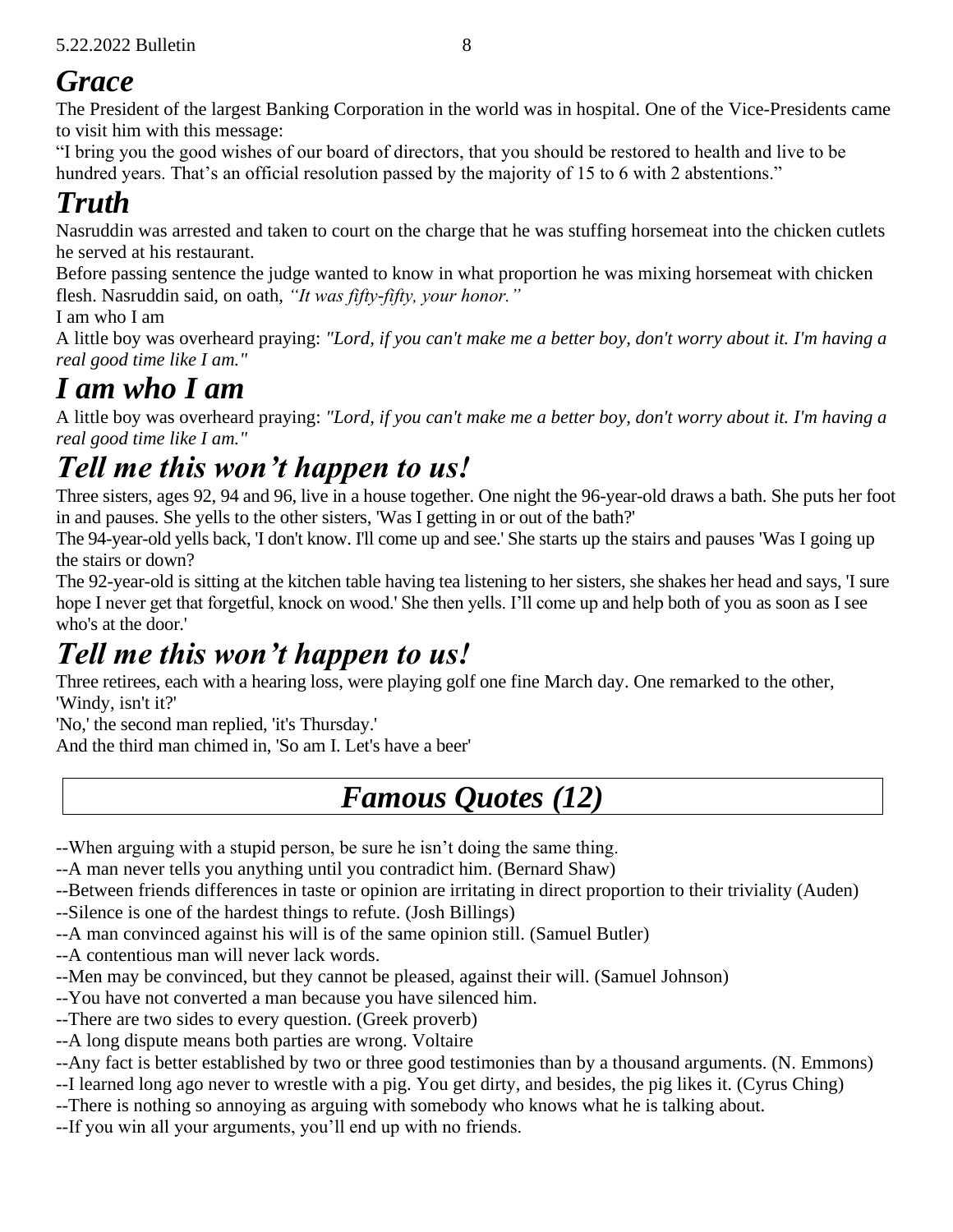## *Grace*

The President of the largest Banking Corporation in the world was in hospital. One of the Vice-Presidents came to visit him with this message:

“I bring you the good wishes of our board of directors, that you should be restored to health and live to be hundred years. That’s an official resolution passed by the majority of 15 to 6 with 2 abstentions.”

## *Truth*

Nasruddin was arrested and taken to court on the charge that he was stuffing horsemeat into the chicken cutlets he served at his restaurant.

Before passing sentence the judge wanted to know in what proportion he was mixing horsemeat with chicken flesh. Nasruddin said, on oath, *“It was fifty-fifty, your honor.”*

I am who I am

A little boy was overheard praying: *"Lord, if you can't make me a better boy, don't worry about it. I'm having a real good time like I am."*

## *I am who I am*

A little boy was overheard praying: *"Lord, if you can't make me a better boy, don't worry about it. I'm having a real good time like I am."*

## *Tell me this won’t happen to us!*

Three sisters, ages 92, 94 and 96, live in a house together. One night the 96-year-old draws a bath. She puts her foot in and pauses. She yells to the other sisters, 'Was I getting in or out of the bath?'

The 94-year-old yells back, 'I don't know. I'll come up and see.' She starts up the stairs and pauses 'Was I going up the stairs or down?

The 92-year-old is sitting at the kitchen table having tea listening to her sisters, she shakes her head and says, 'I sure hope I never get that forgetful, knock on wood.' She then yells. I’ll come up and help both of you as soon as I see who's at the door.'

## *Tell me this won’t happen to us!*

Three retirees, each with a hearing loss, were playing golf one fine March day. One remarked to the other, 'Windy, isn't it?'

'No,' the second man replied, 'it's Thursday.'

And the third man chimed in, 'So am I. Let's have a beer'

## *Famous Quotes (12)*

--When arguing with a stupid person, be sure he isn’t doing the same thing.

--A man never tells you anything until you contradict him. (Bernard Shaw)

--Between friends differences in taste or opinion are irritating in direct proportion to their triviality (Auden)

--Silence is one of the hardest things to refute. (Josh Billings)

--A man convinced against his will is of the same opinion still. (Samuel Butler)

--A contentious man will never lack words.

--Men may be convinced, but they cannot be pleased, against their will. (Samuel Johnson)

--You have not converted a man because you have silenced him.

--There are two sides to every question. (Greek proverb)

--A long dispute means both parties are wrong. Voltaire

--Any fact is better established by two or three good testimonies than by a thousand arguments. (N. Emmons)

--I learned long ago never to wrestle with a pig. You get dirty, and besides, the pig likes it. (Cyrus Ching)

--There is nothing so annoying as arguing with somebody who knows what he is talking about.

--If you win all your arguments, you’ll end up with no friends.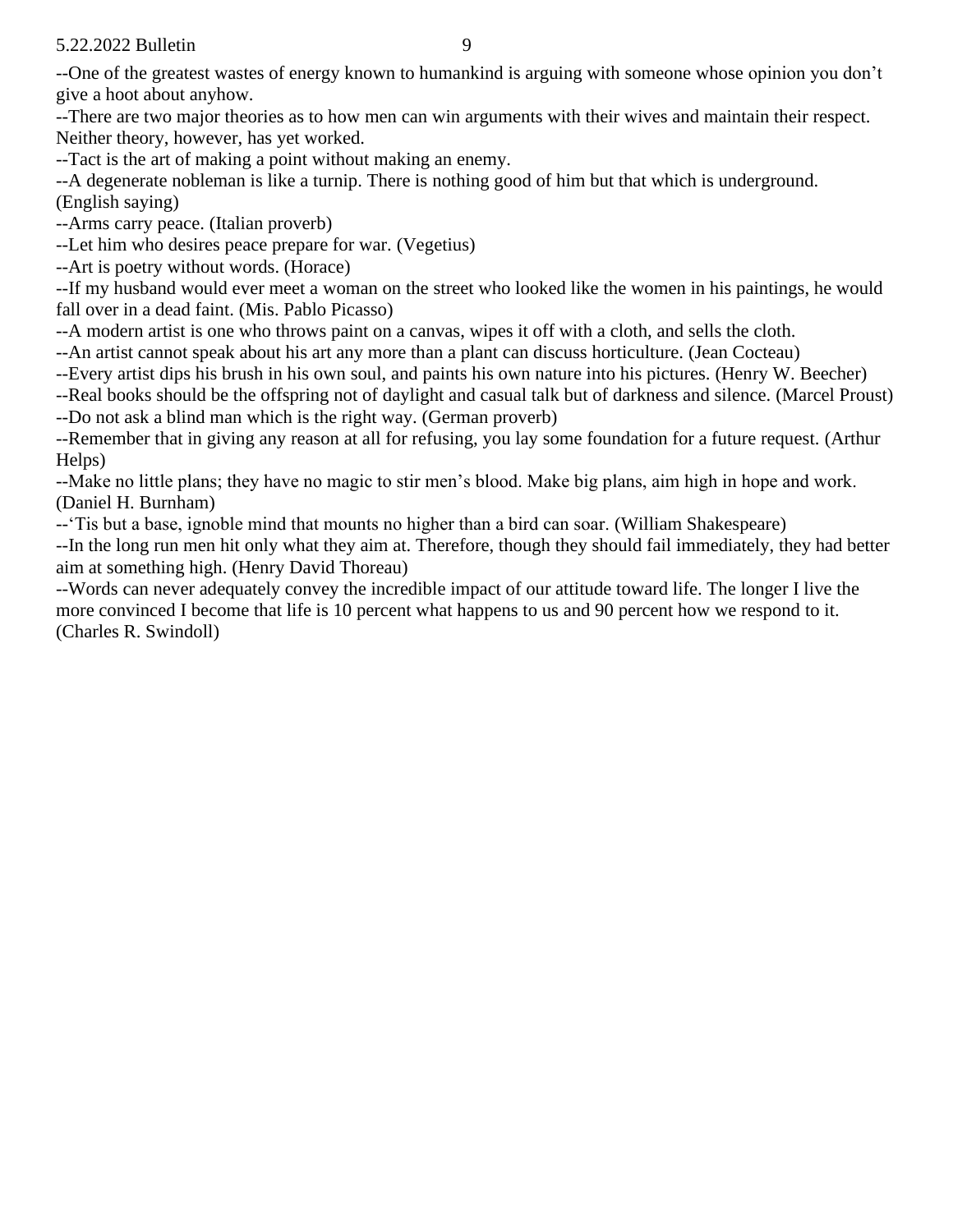--One of the greatest wastes of energy known to humankind is arguing with someone whose opinion you don't give a hoot about anyhow.

--There are two major theories as to how men can win arguments with their wives and maintain their respect. Neither theory, however, has yet worked.

--Tact is the art of making a point without making an enemy.

--A degenerate nobleman is like a turnip. There is nothing good of him but that which is underground. (English saying)

--Arms carry peace. (Italian proverb)

--Let him who desires peace prepare for war. (Vegetius)

--Art is poetry without words. (Horace)

--If my husband would ever meet a woman on the street who looked like the women in his paintings, he would fall over in a dead faint. (Mis. Pablo Picasso)

--A modern artist is one who throws paint on a canvas, wipes it off with a cloth, and sells the cloth.

--An artist cannot speak about his art any more than a plant can discuss horticulture. (Jean Cocteau)

--Every artist dips his brush in his own soul, and paints his own nature into his pictures. (Henry W. Beecher)

--Real books should be the offspring not of daylight and casual talk but of darkness and silence. (Marcel Proust)

--Do not ask a blind man which is the right way. (German proverb)

--Remember that in giving any reason at all for refusing, you lay some foundation for a future request. (Arthur Helps)

--Make no little plans; they have no magic to stir men's blood. Make big plans, aim high in hope and work. (Daniel H. Burnham)

--'Tis but a base, ignoble mind that mounts no higher than a bird can soar. (William Shakespeare)

--In the long run men hit only what they aim at. Therefore, though they should fail immediately, they had better aim at something high. (Henry David Thoreau)

--Words can never adequately convey the incredible impact of our attitude toward life. The longer I live the more convinced I become that life is 10 percent what happens to us and 90 percent how we respond to it. (Charles R. Swindoll)